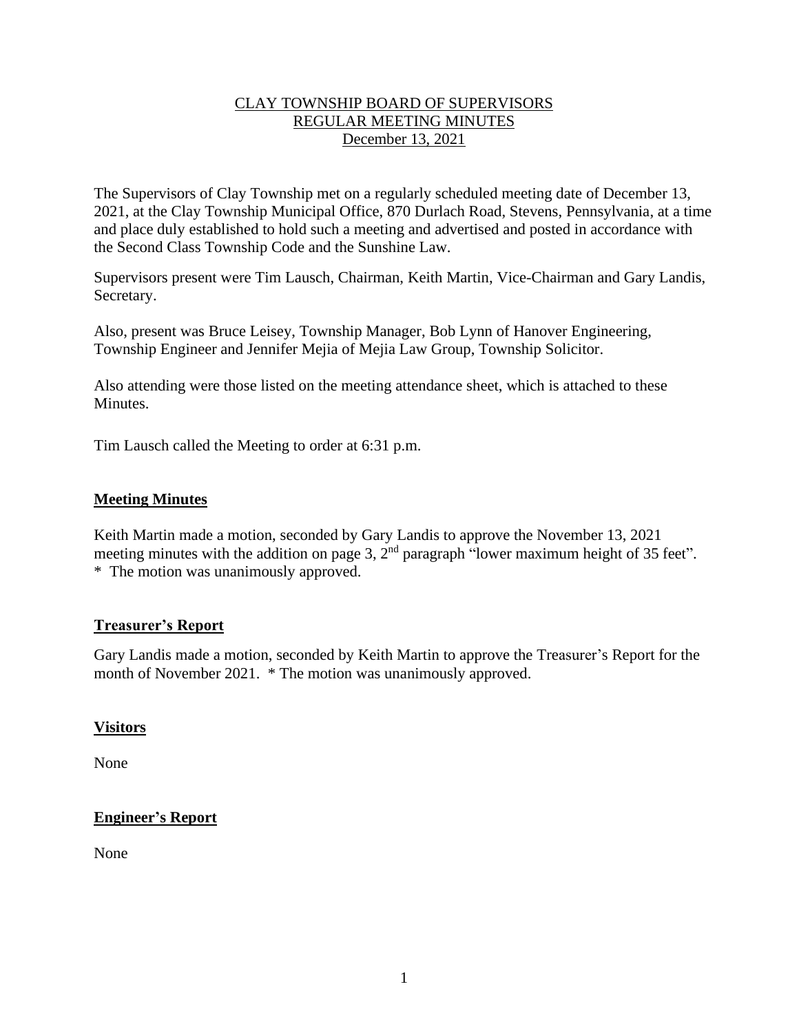CLAY TOWNSHIP BOARD OF SUPERVISORS
REGULAR MEETING MINUTES
December 13, 2021

The Supervisors of Clay Township met on a regularly scheduled meeting date of December 13, 2021, at the Clay Township Municipal Office, 870 Durlach Road, Stevens, Pennsylvania, at a time and place duly established to hold such a meeting and advertised and posted in accordance with the Second Class Township Code and the Sunshine Law.

Supervisors present were Tim Lausch, Chairman, Keith Martin, Vice-Chairman and Gary Landis, Secretary.

Also, present was Bruce Leisey, Township Manager, Bob Lynn of Hanover Engineering, Township Engineer and Jennifer Mejia of Mejia Law Group, Township Solicitor.

Also attending were those listed on the meeting attendance sheet, which is attached to these Minutes.

Tim Lausch called the Meeting to order at 6:31 p.m.

## Meeting Minutes

Keith Martin made a motion, seconded by Gary Landis to approve the November 13, 2021 meeting minutes with the addition on page 3, 2nd paragraph "lower maximum height of 35 feet".
* The motion was unanimously approved.

## Treasurer's Report

Gary Landis made a motion, seconded by Keith Martin to approve the Treasurer's Report for the month of November 2021. * The motion was unanimously approved.

## Visitors

None

## Engineer's Report

None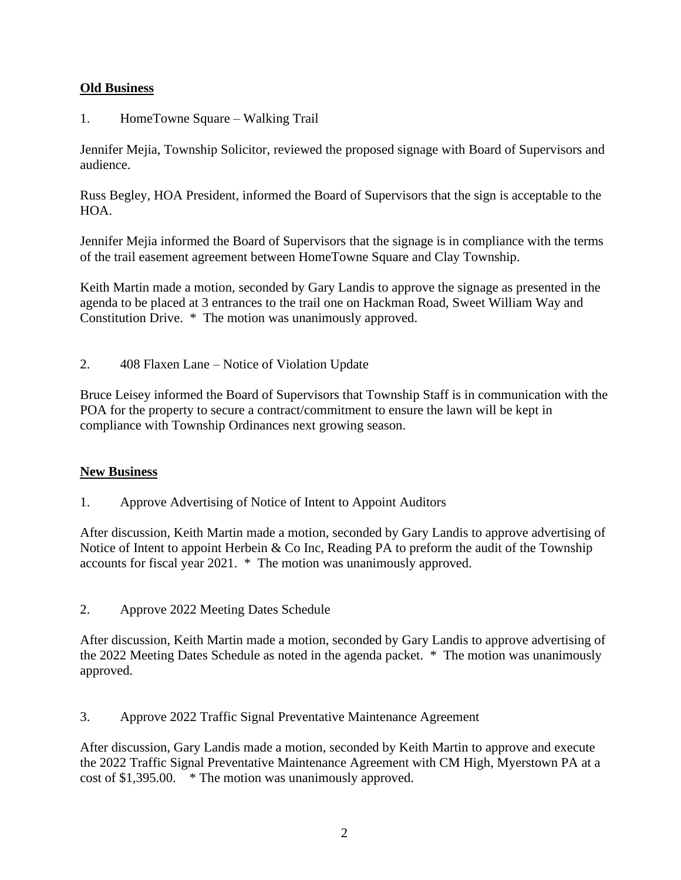**Old Business**

1. HomeTowne Square – Walking Trail

Jennifer Mejia, Township Solicitor, reviewed the proposed signage with Board of Supervisors and audience.

Russ Begley, HOA President, informed the Board of Supervisors that the sign is acceptable to the HOA.

Jennifer Mejia informed the Board of Supervisors that the signage is in compliance with the terms of the trail easement agreement between HomeTowne Square and Clay Township.

Keith Martin made a motion, seconded by Gary Landis to approve the signage as presented in the agenda to be placed at 3 entrances to the trail one on Hackman Road, Sweet William Way and Constitution Drive. * The motion was unanimously approved.

2. 408 Flaxen Lane – Notice of Violation Update

Bruce Leisey informed the Board of Supervisors that Township Staff is in communication with the POA for the property to secure a contract/commitment to ensure the lawn will be kept in compliance with Township Ordinances next growing season.

**New Business**

1. Approve Advertising of Notice of Intent to Appoint Auditors

After discussion, Keith Martin made a motion, seconded by Gary Landis to approve advertising of Notice of Intent to appoint Herbein & Co Inc, Reading PA to preform the audit of the Township accounts for fiscal year 2021. * The motion was unanimously approved.

2. Approve 2022 Meeting Dates Schedule

After discussion, Keith Martin made a motion, seconded by Gary Landis to approve advertising of the 2022 Meeting Dates Schedule as noted in the agenda packet. * The motion was unanimously approved.

3. Approve 2022 Traffic Signal Preventative Maintenance Agreement

After discussion, Gary Landis made a motion, seconded by Keith Martin to approve and execute the 2022 Traffic Signal Preventative Maintenance Agreement with CM High, Myerstown PA at a cost of $1,395.00. * The motion was unanimously approved.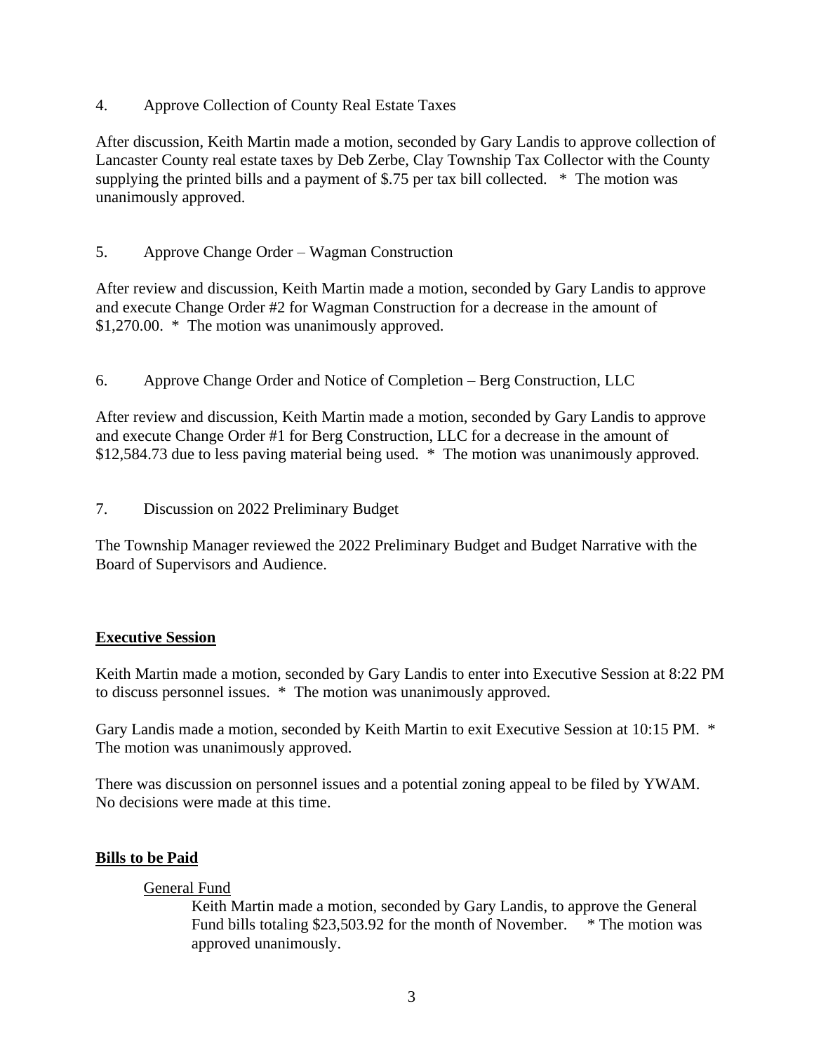4. Approve Collection of County Real Estate Taxes

After discussion, Keith Martin made a motion, seconded by Gary Landis to approve collection of Lancaster County real estate taxes by Deb Zerbe, Clay Township Tax Collector with the County supplying the printed bills and a payment of $.75 per tax bill collected. * The motion was unanimously approved.

5. Approve Change Order – Wagman Construction

After review and discussion, Keith Martin made a motion, seconded by Gary Landis to approve and execute Change Order #2 for Wagman Construction for a decrease in the amount of $1,270.00. * The motion was unanimously approved.

6. Approve Change Order and Notice of Completion – Berg Construction, LLC

After review and discussion, Keith Martin made a motion, seconded by Gary Landis to approve and execute Change Order #1 for Berg Construction, LLC for a decrease in the amount of $12,584.73 due to less paving material being used. * The motion was unanimously approved.

7. Discussion on 2022 Preliminary Budget

The Township Manager reviewed the 2022 Preliminary Budget and Budget Narrative with the Board of Supervisors and Audience.

## Executive Session

Keith Martin made a motion, seconded by Gary Landis to enter into Executive Session at 8:22 PM to discuss personnel issues. * The motion was unanimously approved.

Gary Landis made a motion, seconded by Keith Martin to exit Executive Session at 10:15 PM. * The motion was unanimously approved.

There was discussion on personnel issues and a potential zoning appeal to be filed by YWAM. No decisions were made at this time.

## Bills to be Paid

General Fund

Keith Martin made a motion, seconded by Gary Landis, to approve the General Fund bills totaling $23,503.92 for the month of November. * The motion was approved unanimously.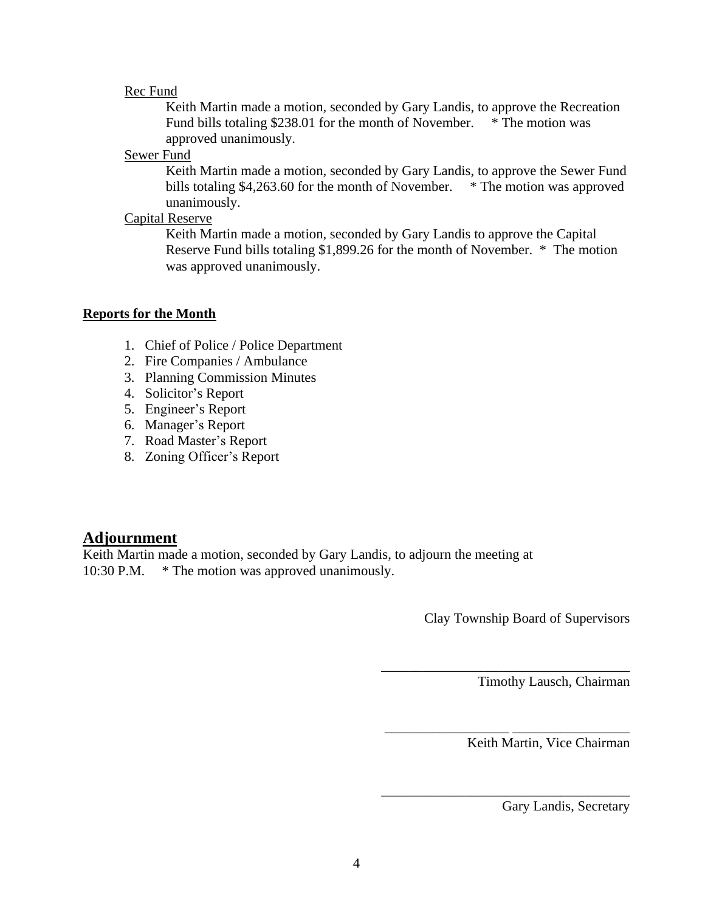Rec Fund

Keith Martin made a motion, seconded by Gary Landis, to approve the Recreation Fund bills totaling $238.01 for the month of November. * The motion was approved unanimously.

Sewer Fund

Keith Martin made a motion, seconded by Gary Landis, to approve the Sewer Fund bills totaling $4,263.60 for the month of November. * The motion was approved unanimously.

Capital Reserve

Keith Martin made a motion, seconded by Gary Landis to approve the Capital Reserve Fund bills totaling $1,899.26 for the month of November. * The motion was approved unanimously.

**Reports for the Month**

1. Chief of Police / Police Department
2. Fire Companies / Ambulance
3. Planning Commission Minutes
4. Solicitor's Report
5. Engineer's Report
6. Manager's Report
7. Road Master's Report
8. Zoning Officer's Report

## Adjournment

Keith Martin made a motion, seconded by Gary Landis, to adjourn the meeting at 10:30 P.M. * The motion was approved unanimously.

Clay Township Board of Supervisors

\_\_\_\_\_\_\_\_\_\_\_\_\_\_\_\_\_\_\_\_\_\_\_\_\_\_\_\_\_\_\_\_\_\_\_\_
Timothy Lausch, Chairman

\_\_\_\_\_\_\_\_\_\_\_\_\_\_\_\_\_\_\_\_\_\_\_\_\_\_\_\_\_\_\_\_\_\_\_\_
Keith Martin, Vice Chairman

\_\_\_\_\_\_\_\_\_\_\_\_\_\_\_\_\_\_\_\_\_\_\_\_\_\_\_\_\_\_\_\_\_\_\_\_
Gary Landis, Secretary